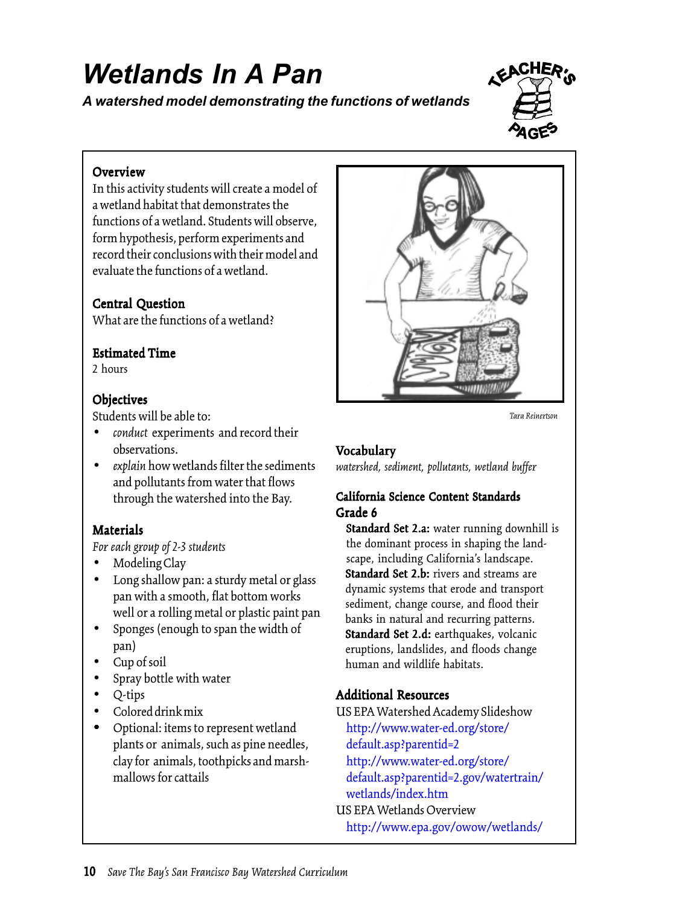# Wetlands In A Pan

***A watershed model demonstrating the functions of wetlands***

## Overview

In this activity students will create a model of a wetland habitat that demonstrates the functions of a wetland. Students will observe, form hypothesis, perform experiments and record their conclusions with their model and evaluate the functions of a wetland.

## Central Question

What are the functions of a wetland?

## Estimated Time

2 hours

## Objectives

Students will be able to:

- *conduct* experiments and record their observations.
- *explain* how wetlands filter the sediments and pollutants from water that flows through the watershed into the Bay.

## Materials

*For each group of 2-3 students*

- Modeling Clay
- Long shallow pan: a sturdy metal or glass pan with a smooth, flat bottom works well or a rolling metal or plastic paint pan
- Sponges (enough to span the width of pan)
- Cup of soil
- Spray bottle with water
- Q-tips
- Colored drink mix
- Optional: items to represent wetland plants or animals, such as pine needles, clay for animals, toothpicks and marshmallows for cattails

*Tara Reinertson*

## Vocabulary

*watershed, sediment, pollutants, wetland buffer*

## California Science Content Standards Grade 6

**Standard Set 2.a:** water running downhill is the dominant process in shaping the landscape, including California's landscape.

**Standard Set 2.b:** rivers and streams are dynamic systems that erode and transport sediment, change course, and flood their banks in natural and recurring patterns.

**Standard Set 2.d:** earthquakes, volcanic eruptions, landslides, and floods change human and wildlife habitats.

## Additional Resources

US EPA Watershed Academy Slideshow

http://www.water-ed.org/store/default.asp?parentid=2

http://www.water-ed.org/store/default.asp?parentid=2.gov/watertrain/wetlands/index.htm

US EPA Wetlands Overview

http://www.epa.gov/owow/wetlands/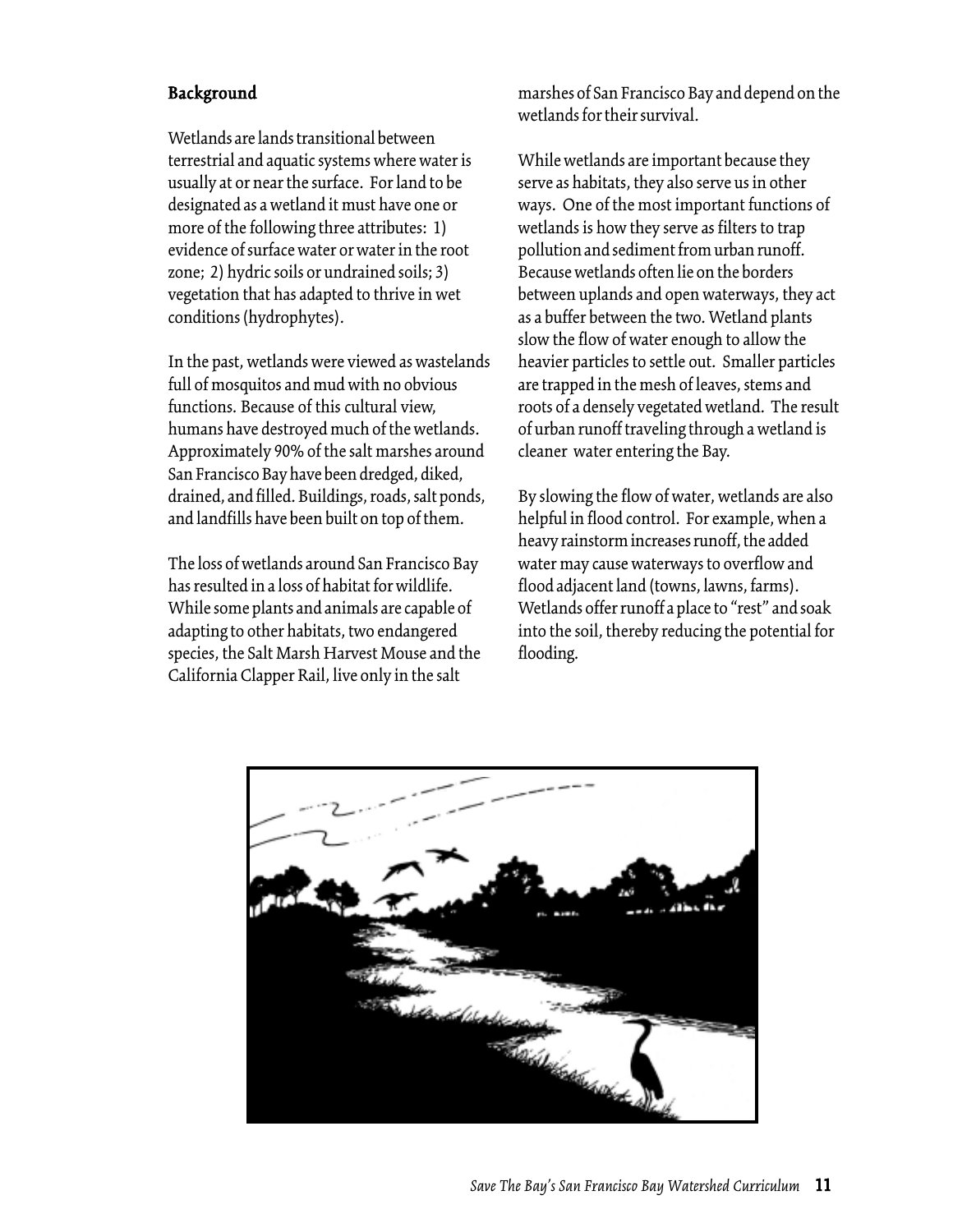### Background

Wetlands are lands transitional between terrestrial and aquatic systems where water is usually at or near the surface. For land to be designated as a wetland it must have one or more of the following three attributes: 1) evidence of surface water or water in the root zone; 2) hydric soils or undrained soils; 3) vegetation that has adapted to thrive in wet conditions (hydrophytes).

In the past, wetlands were viewed as wastelands full of mosquitos and mud with no obvious functions. Because of this cultural view, humans have destroyed much of the wetlands. Approximately 90% of the salt marshes around San Francisco Bay have been dredged, diked, drained, and filled. Buildings, roads, salt ponds, and landfills have been built on top of them.

The loss of wetlands around San Francisco Bay has resulted in a loss of habitat for wildlife. While some plants and animals are capable of adapting to other habitats, two endangered species, the Salt Marsh Harvest Mouse and the California Clapper Rail, live only in the salt marshes of San Francisco Bay and depend on the wetlands for their survival.

While wetlands are important because they serve as habitats, they also serve us in other ways. One of the most important functions of wetlands is how they serve as filters to trap pollution and sediment from urban runoff. Because wetlands often lie on the borders between uplands and open waterways, they act as a buffer between the two. Wetland plants slow the flow of water enough to allow the heavier particles to settle out. Smaller particles are trapped in the mesh of leaves, stems and roots of a densely vegetated wetland. The result of urban runoff traveling through a wetland is cleaner water entering the Bay.

By slowing the flow of water, wetlands are also helpful in flood control. For example, when a heavy rainstorm increases runoff, the added water may cause waterways to overflow and flood adjacent land (towns, lawns, farms). Wetlands offer runoff a place to "rest" and soak into the soil, thereby reducing the potential for flooding.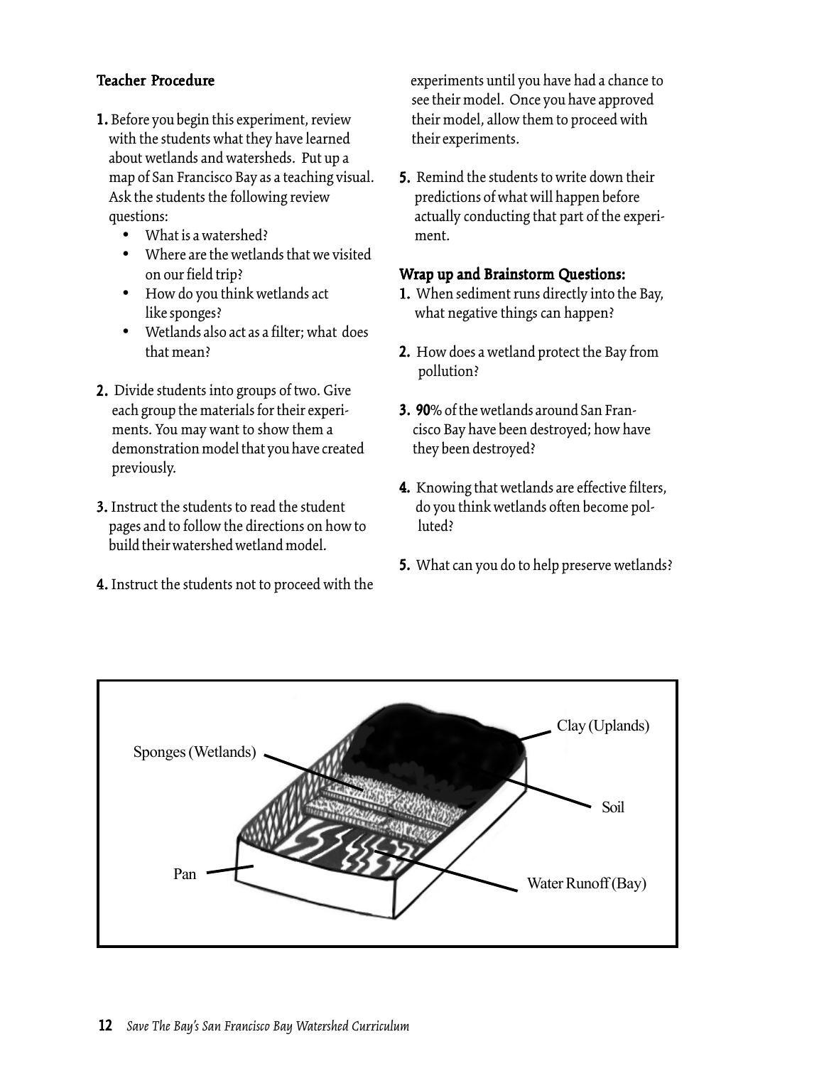### Teacher Procedure

1. Before you begin this experiment, review with the students what they have learned about wetlands and watersheds. Put up a map of San Francisco Bay as a teaching visual. Ask the students the following review questions:
   - What is a watershed?
   - Where are the wetlands that we visited on our field trip?
   - How do you think wetlands act like sponges?
   - Wetlands also act as a filter; what does that mean?

2. Divide students into groups of two. Give each group the materials for their experiments. You may want to show them a demonstration model that you have created previously.

3. Instruct the students to read the student pages and to follow the directions on how to build their watershed wetland model.

4. Instruct the students not to proceed with the experiments until you have had a chance to see their model. Once you have approved their model, allow them to proceed with their experiments.

5. Remind the students to write down their predictions of what will happen before actually conducting that part of the experiment.

### Wrap up and Brainstorm Questions:

1. When sediment runs directly into the Bay, what negative things can happen?

2. How does a wetland protect the Bay from pollution?

3. 90% of the wetlands around San Francisco Bay have been destroyed; how have they been destroyed?

4. Knowing that wetlands are effective filters, do you think wetlands often become polluted?

5. What can you do to help preserve wetlands?

Sponges (Wetlands)

Clay (Uplands)

Soil

Pan

Water Runoff (Bay)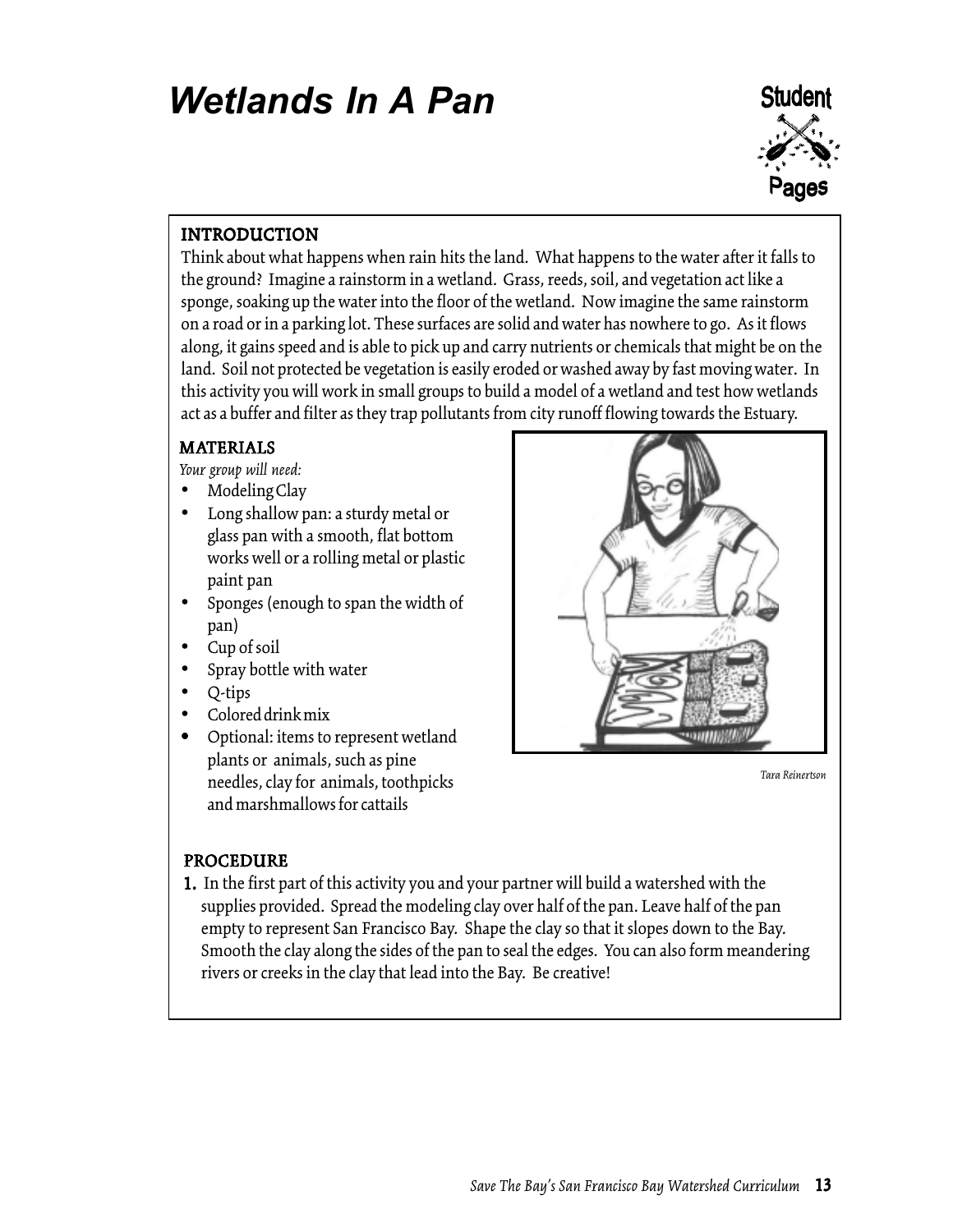# Wetlands In A Pan

Student Pages

## INTRODUCTION

Think about what happens when rain hits the land. What happens to the water after it falls to the ground? Imagine a rainstorm in a wetland. Grass, reeds, soil, and vegetation act like a sponge, soaking up the water into the floor of the wetland. Now imagine the same rainstorm on a road or in a parking lot. These surfaces are solid and water has nowhere to go. As it flows along, it gains speed and is able to pick up and carry nutrients or chemicals that might be on the land. Soil not protected be vegetation is easily eroded or washed away by fast moving water. In this activity you will work in small groups to build a model of a wetland and test how wetlands act as a buffer and filter as they trap pollutants from city runoff flowing towards the Estuary.

## MATERIALS

*Your group will need:*

- Modeling Clay
- Long shallow pan: a sturdy metal or glass pan with a smooth, flat bottom works well or a rolling metal or plastic paint pan
- Sponges (enough to span the width of pan)
- Cup of soil
- Spray bottle with water
- Q-tips
- Colored drink mix
- Optional: items to represent wetland plants or animals, such as pine needles, clay for animals, toothpicks and marshmallows for cattails

*Tara Reinertson*

## PROCEDURE

1. In the first part of this activity you and your partner will build a watershed with the supplies provided. Spread the modeling clay over half of the pan. Leave half of the pan empty to represent San Francisco Bay. Shape the clay so that it slopes down to the Bay. Smooth the clay along the sides of the pan to seal the edges. You can also form meandering rivers or creeks in the clay that lead into the Bay. Be creative!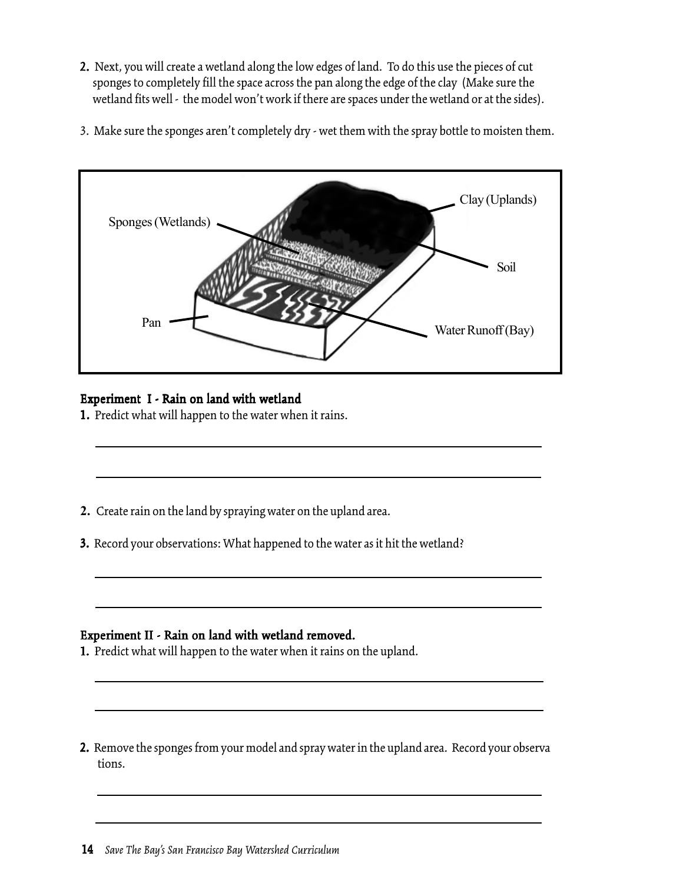2. Next, you will create a wetland along the low edges of land. To do this use the pieces of cut sponges to completely fill the space across the pan along the edge of the clay (Make sure the wetland fits well - the model won't work if there are spaces under the wetland or at the sides).

3. Make sure the sponges aren't completely dry - wet them with the spray bottle to moisten them.

**Experiment I - Rain on land with wetland**

1. Predict what will happen to the water when it rains.

_______________________________________________

_______________________________________________

2. Create rain on the land by spraying water on the upland area.

3. Record your observations: What happened to the water as it hit the wetland?

_______________________________________________

_______________________________________________

**Experiment II - Rain on land with wetland removed.**

1. Predict what will happen to the water when it rains on the upland.

_______________________________________________

_______________________________________________

2. Remove the sponges from your model and spray water in the upland area. Record your observations.

_______________________________________________

_______________________________________________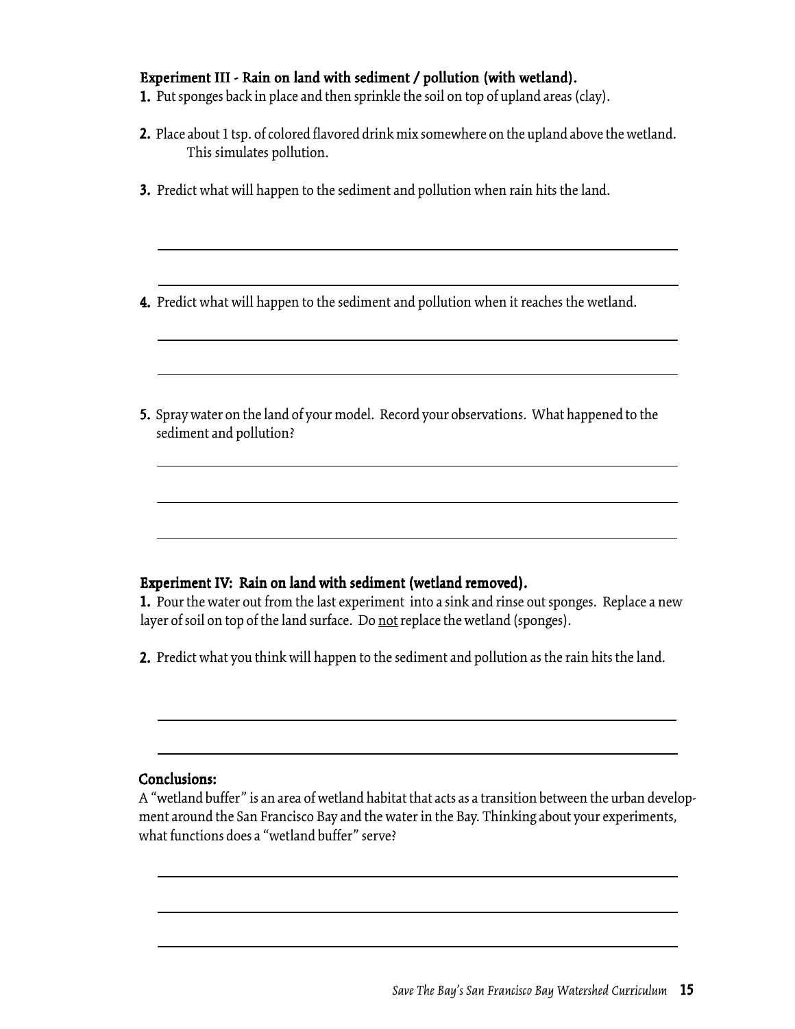**Experiment III - Rain on land with sediment / pollution (with wetland).**

**1.** Put sponges back in place and then sprinkle the soil on top of upland areas (clay).

**2.** Place about 1 tsp. of colored flavored drink mix somewhere on the upland above the wetland. This simulates pollution.

**3.** Predict what will happen to the sediment and pollution when rain hits the land.

______________________________________________

______________________________________________

**4.** Predict what will happen to the sediment and pollution when it reaches the wetland.

______________________________________________

______________________________________________

**5.** Spray water on the land of your model. Record your observations. What happened to the sediment and pollution?

______________________________________________

______________________________________________

______________________________________________

**Experiment IV: Rain on land with sediment (wetland removed).**

**1.** Pour the water out from the last experiment into a sink and rinse out sponges. Replace a new layer of soil on top of the land surface. Do <u>not</u> replace the wetland (sponges).

**2.** Predict what you think will happen to the sediment and pollution as the rain hits the land.

______________________________________________

______________________________________________

**Conclusions:**

A "wetland buffer" is an area of wetland habitat that acts as a transition between the urban development around the San Francisco Bay and the water in the Bay. Thinking about your experiments, what functions does a "wetland buffer" serve?

______________________________________________

______________________________________________

______________________________________________